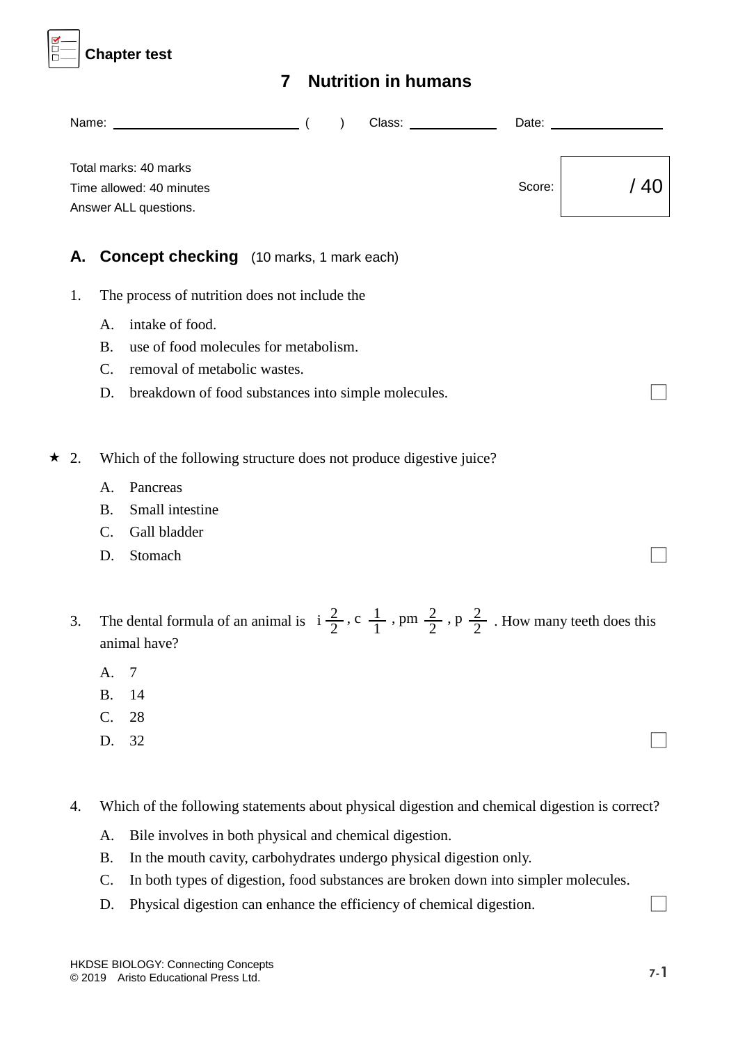Chapter test

# 7 Nutrition in humans

Name: ____________________ (   ) Class: __________ Date: ____________

Total marks: 40 marks
Time allowed: 40 minutes
Answer ALL questions.

Score: / 40

## A. Concept checking (10 marks, 1 mark each)

1. The process of nutrition does not include the

   A. intake of food.
   B. use of food molecules for metabolism.
   C. removal of metabolic wastes.
   D. breakdown of food substances into simple molecules.

★ 2. Which of the following structure does not produce digestive juice?

   A. Pancreas
   B. Small intestine
   C. Gall bladder
   D. Stomach

3. The dental formula of an animal is i $\frac{2}{2}$, c $\frac{1}{1}$, pm $\frac{2}{2}$, p $\frac{2}{2}$. How many teeth does this animal have?

   A. 7
   B. 14
   C. 28
   D. 32

4. Which of the following statements about physical digestion and chemical digestion is correct?

   A. Bile involves in both physical and chemical digestion.
   B. In the mouth cavity, carbohydrates undergo physical digestion only.
   C. In both types of digestion, food substances are broken down into simpler molecules.
   D. Physical digestion can enhance the efficiency of chemical digestion.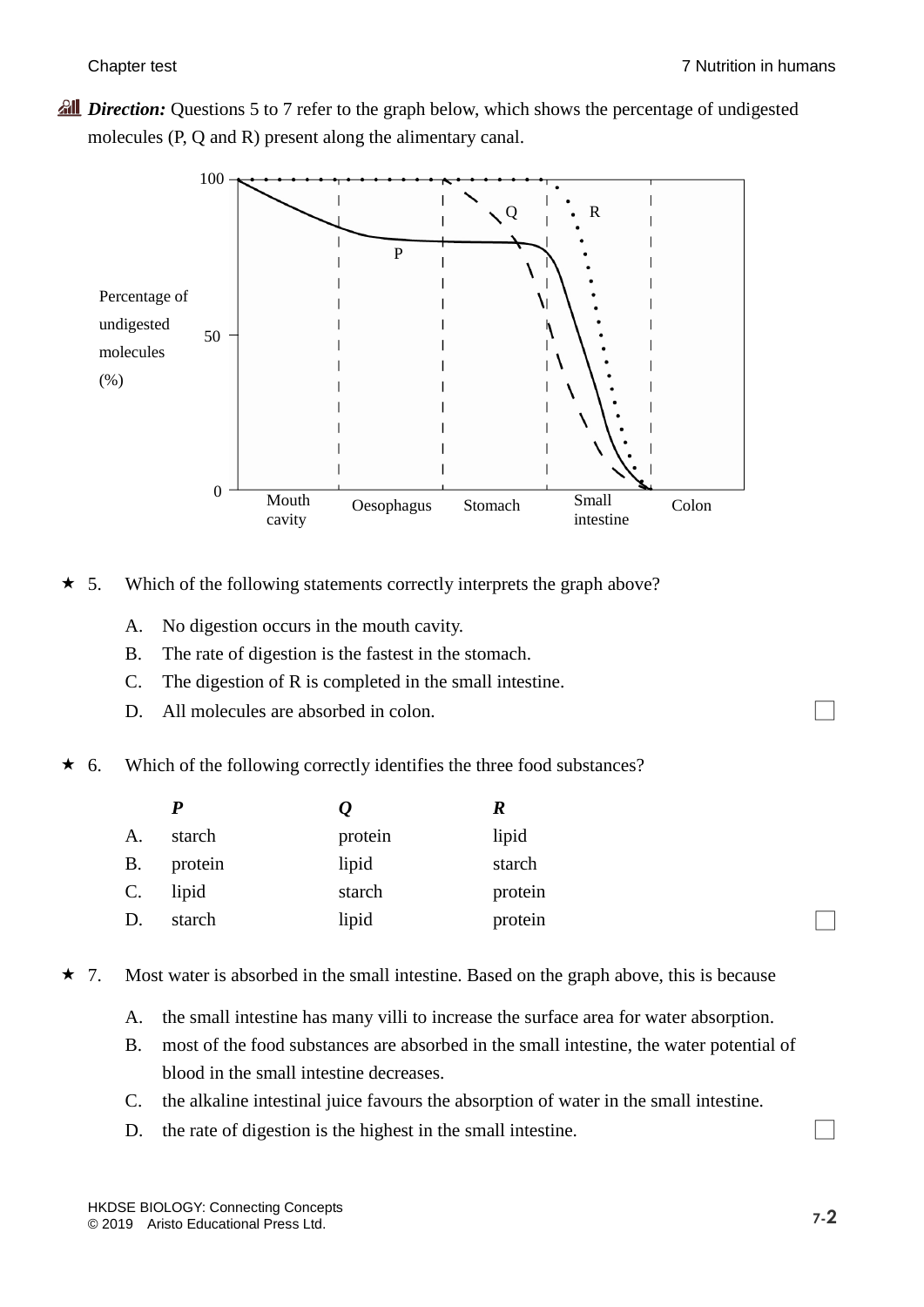***Direction:*** Questions 5 to 7 refer to the graph below, which shows the percentage of undigested molecules (P, Q and R) present along the alimentary canal.

★ 5. Which of the following statements correctly interprets the graph above?

A. No digestion occurs in the mouth cavity.
B. The rate of digestion is the fastest in the stomach.
C. The digestion of R is completed in the small intestine.
D. All molecules are absorbed in colon.

★ 6. Which of the following correctly identifies the three food substances?

| | *P* | *Q* | *R* |
|---|---|---|---|
| A. | starch | protein | lipid |
| B. | protein | lipid | starch |
| C. | lipid | starch | protein |
| D. | starch | lipid | protein |

★ 7. Most water is absorbed in the small intestine. Based on the graph above, this is because

A. the small intestine has many villi to increase the surface area for water absorption.
B. most of the food substances are absorbed in the small intestine, the water potential of blood in the small intestine decreases.
C. the alkaline intestinal juice favours the absorption of water in the small intestine.
D. the rate of digestion is the highest in the small intestine.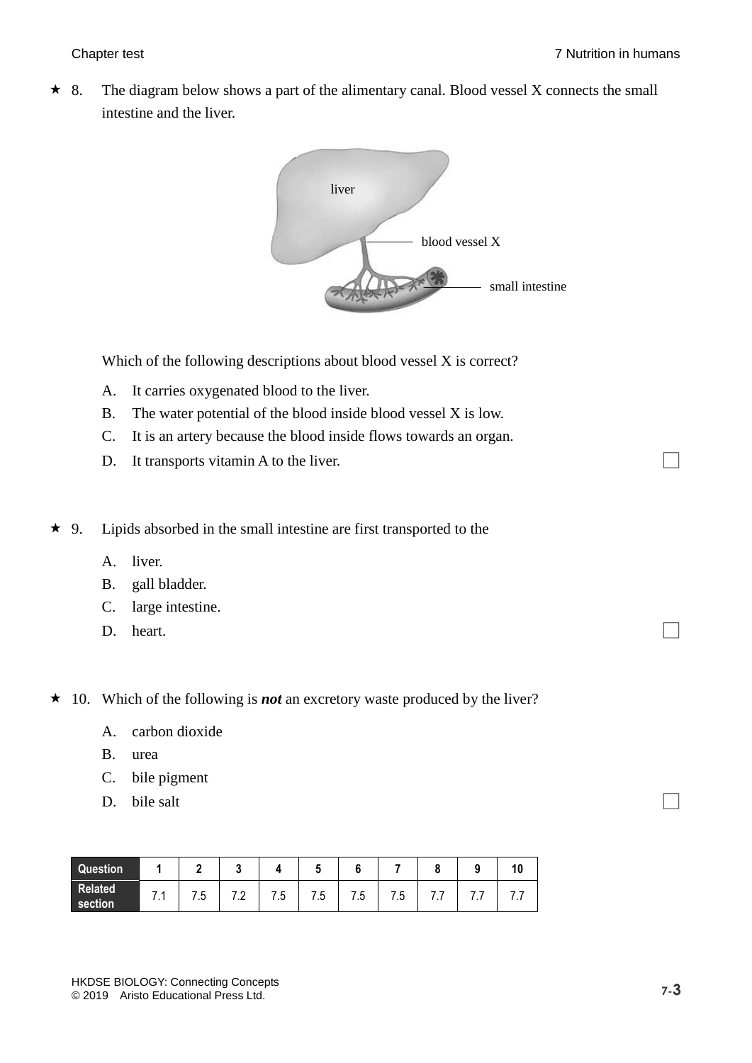★ 8. The diagram below shows a part of the alimentary canal. Blood vessel X connects the small intestine and the liver.

Which of the following descriptions about blood vessel X is correct?

A. It carries oxygenated blood to the liver.
B. The water potential of the blood inside blood vessel X is low.
C. It is an artery because the blood inside flows towards an organ.
D. It transports vitamin A to the liver.

★ 9. Lipids absorbed in the small intestine are first transported to the

A. liver.
B. gall bladder.
C. large intestine.
D. heart.

★ 10. Which of the following is ***not*** an excretory waste produced by the liver?

A. carbon dioxide
B. urea
C. bile pigment
D. bile salt

| Question | 1 | 2 | 3 | 4 | 5 | 6 | 7 | 8 | 9 | 10 |
|---|---|---|---|---|---|---|---|---|---|---|
| Related section | 7.1 | 7.5 | 7.2 | 7.5 | 7.5 | 7.5 | 7.5 | 7.7 | 7.7 | 7.7 |

HKDSE BIOLOGY: Connecting Concepts
© 2019 Aristo Educational Press Ltd.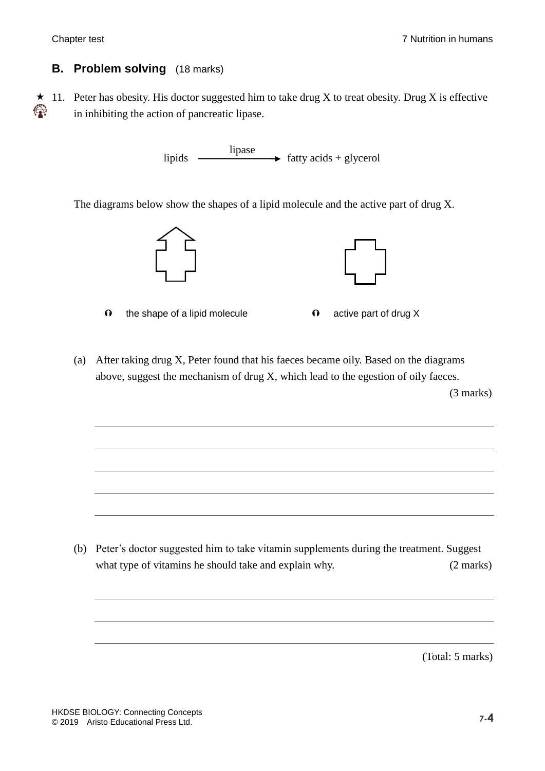## B. Problem solving (18 marks)

★ 11. Peter has obesity. His doctor suggested him to take drug X to treat obesity. Drug X is effective in inhibiting the action of pancreatic lipase.

$$\text{lipids} \xrightarrow{\text{lipase}} \text{fatty acids + glycerol}$$

The diagrams below show the shapes of a lipid molecule and the active part of drug X.

the shape of a lipid molecule &nbsp;&nbsp;&nbsp;&nbsp; active part of drug X

(a) After taking drug X, Peter found that his faeces became oily. Based on the diagrams above, suggest the mechanism of drug X, which lead to the egestion of oily faeces. (3 marks)

_______________________________________________

_______________________________________________

_______________________________________________

_______________________________________________

_______________________________________________

(b) Peter's doctor suggested him to take vitamin supplements during the treatment. Suggest what type of vitamins he should take and explain why. (2 marks)

_______________________________________________

_______________________________________________

_______________________________________________

(Total: 5 marks)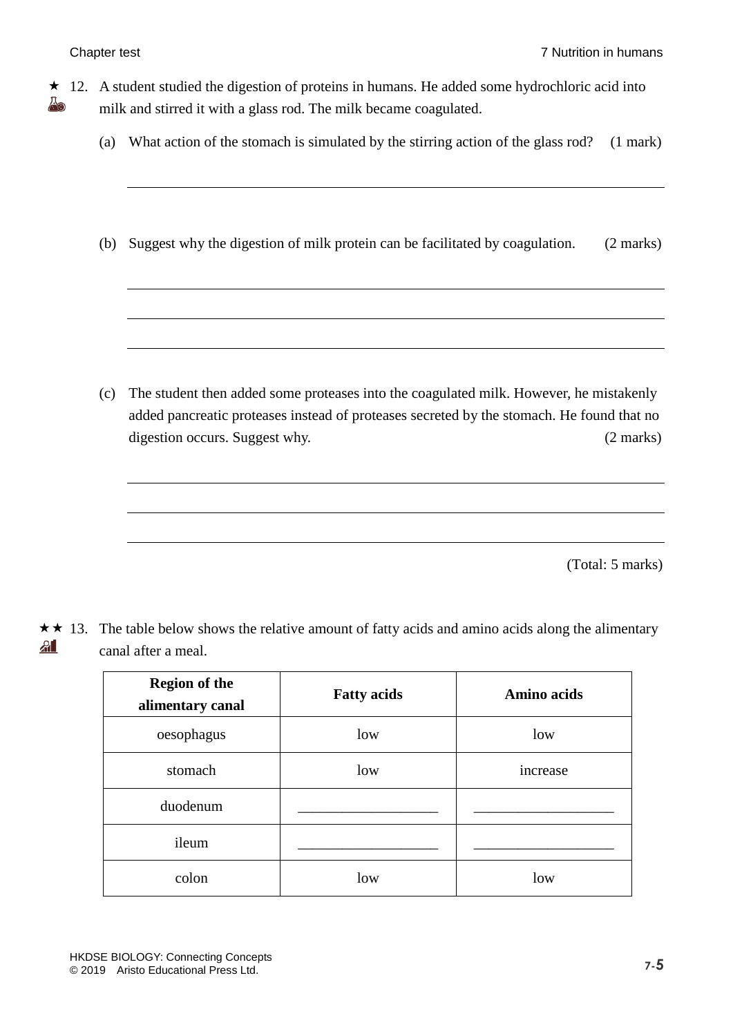★ 12. A student studied the digestion of proteins in humans. He added some hydrochloric acid into milk and stirred it with a glass rod. The milk became coagulated.

(a) What action of the stomach is simulated by the stirring action of the glass rod? (1 mark)

______________________________________________________________________

(b) Suggest why the digestion of milk protein can be facilitated by coagulation. (2 marks)

______________________________________________________________________

______________________________________________________________________

______________________________________________________________________

(c) The student then added some proteases into the coagulated milk. However, he mistakenly added pancreatic proteases instead of proteases secreted by the stomach. He found that no digestion occurs. Suggest why. (2 marks)

______________________________________________________________________

______________________________________________________________________

______________________________________________________________________

(Total: 5 marks)

★★ 13. The table below shows the relative amount of fatty acids and amino acids along the alimentary canal after a meal.

| Region of the alimentary canal | Fatty acids | Amino acids |
|---|---|---|
| oesophagus | low | low |
| stomach | low | increase |
| duodenum | ____________________ | ____________________ |
| ileum | ____________________ | ____________________ |
| colon | low | low |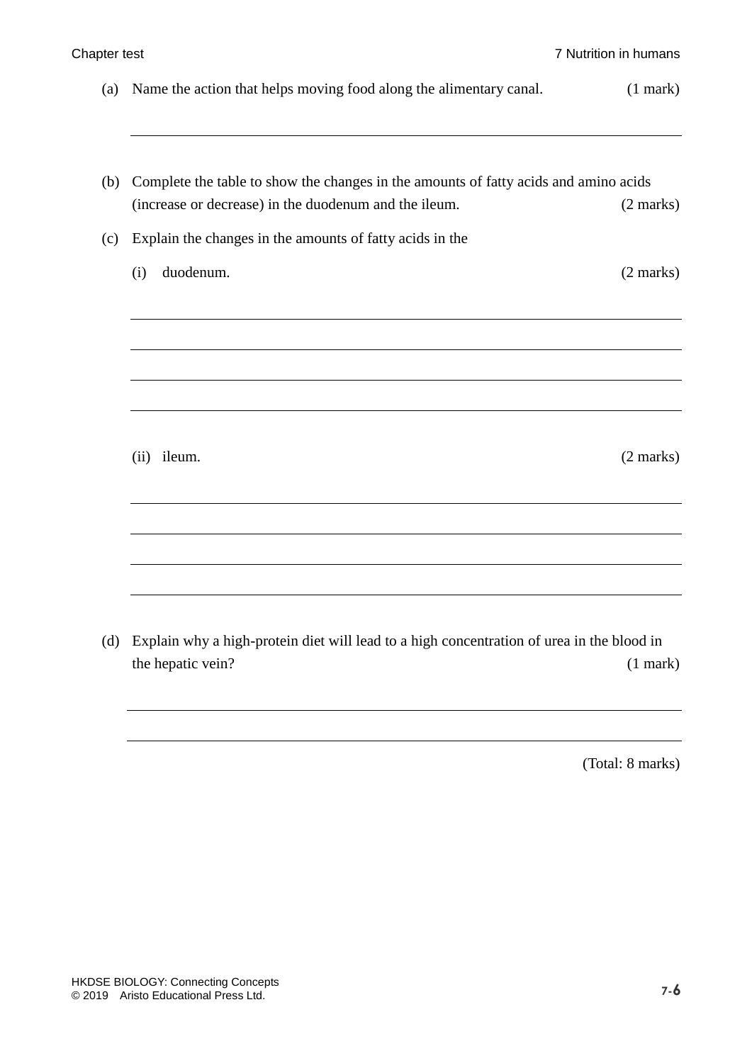(a) Name the action that helps moving food along the alimentary canal. (1 mark)

\_\_\_\_\_\_\_\_\_\_\_\_\_\_\_\_\_\_\_\_\_\_\_\_\_\_\_\_\_\_\_\_\_\_\_\_\_\_\_\_\_\_\_\_\_\_\_\_\_\_\_\_\_\_\_\_\_\_\_\_\_\_\_\_\_\_\_\_\_\_

(b) Complete the table to show the changes in the amounts of fatty acids and amino acids (increase or decrease) in the duodenum and the ileum. (2 marks)

(c) Explain the changes in the amounts of fatty acids in the

(i) duodenum. (2 marks)

\_\_\_\_\_\_\_\_\_\_\_\_\_\_\_\_\_\_\_\_\_\_\_\_\_\_\_\_\_\_\_\_\_\_\_\_\_\_\_\_\_\_\_\_\_\_\_\_\_\_\_\_\_\_\_\_\_\_\_\_\_\_\_\_\_\_\_\_\_\_

\_\_\_\_\_\_\_\_\_\_\_\_\_\_\_\_\_\_\_\_\_\_\_\_\_\_\_\_\_\_\_\_\_\_\_\_\_\_\_\_\_\_\_\_\_\_\_\_\_\_\_\_\_\_\_\_\_\_\_\_\_\_\_\_\_\_\_\_\_\_

\_\_\_\_\_\_\_\_\_\_\_\_\_\_\_\_\_\_\_\_\_\_\_\_\_\_\_\_\_\_\_\_\_\_\_\_\_\_\_\_\_\_\_\_\_\_\_\_\_\_\_\_\_\_\_\_\_\_\_\_\_\_\_\_\_\_\_\_\_\_

\_\_\_\_\_\_\_\_\_\_\_\_\_\_\_\_\_\_\_\_\_\_\_\_\_\_\_\_\_\_\_\_\_\_\_\_\_\_\_\_\_\_\_\_\_\_\_\_\_\_\_\_\_\_\_\_\_\_\_\_\_\_\_\_\_\_\_\_\_\_

(ii) ileum. (2 marks)

\_\_\_\_\_\_\_\_\_\_\_\_\_\_\_\_\_\_\_\_\_\_\_\_\_\_\_\_\_\_\_\_\_\_\_\_\_\_\_\_\_\_\_\_\_\_\_\_\_\_\_\_\_\_\_\_\_\_\_\_\_\_\_\_\_\_\_\_\_\_

\_\_\_\_\_\_\_\_\_\_\_\_\_\_\_\_\_\_\_\_\_\_\_\_\_\_\_\_\_\_\_\_\_\_\_\_\_\_\_\_\_\_\_\_\_\_\_\_\_\_\_\_\_\_\_\_\_\_\_\_\_\_\_\_\_\_\_\_\_\_

\_\_\_\_\_\_\_\_\_\_\_\_\_\_\_\_\_\_\_\_\_\_\_\_\_\_\_\_\_\_\_\_\_\_\_\_\_\_\_\_\_\_\_\_\_\_\_\_\_\_\_\_\_\_\_\_\_\_\_\_\_\_\_\_\_\_\_\_\_\_

\_\_\_\_\_\_\_\_\_\_\_\_\_\_\_\_\_\_\_\_\_\_\_\_\_\_\_\_\_\_\_\_\_\_\_\_\_\_\_\_\_\_\_\_\_\_\_\_\_\_\_\_\_\_\_\_\_\_\_\_\_\_\_\_\_\_\_\_\_\_

(d) Explain why a high-protein diet will lead to a high concentration of urea in the blood in the hepatic vein? (1 mark)

\_\_\_\_\_\_\_\_\_\_\_\_\_\_\_\_\_\_\_\_\_\_\_\_\_\_\_\_\_\_\_\_\_\_\_\_\_\_\_\_\_\_\_\_\_\_\_\_\_\_\_\_\_\_\_\_\_\_\_\_\_\_\_\_\_\_\_\_\_\_

\_\_\_\_\_\_\_\_\_\_\_\_\_\_\_\_\_\_\_\_\_\_\_\_\_\_\_\_\_\_\_\_\_\_\_\_\_\_\_\_\_\_\_\_\_\_\_\_\_\_\_\_\_\_\_\_\_\_\_\_\_\_\_\_\_\_\_\_\_\_

(Total: 8 marks)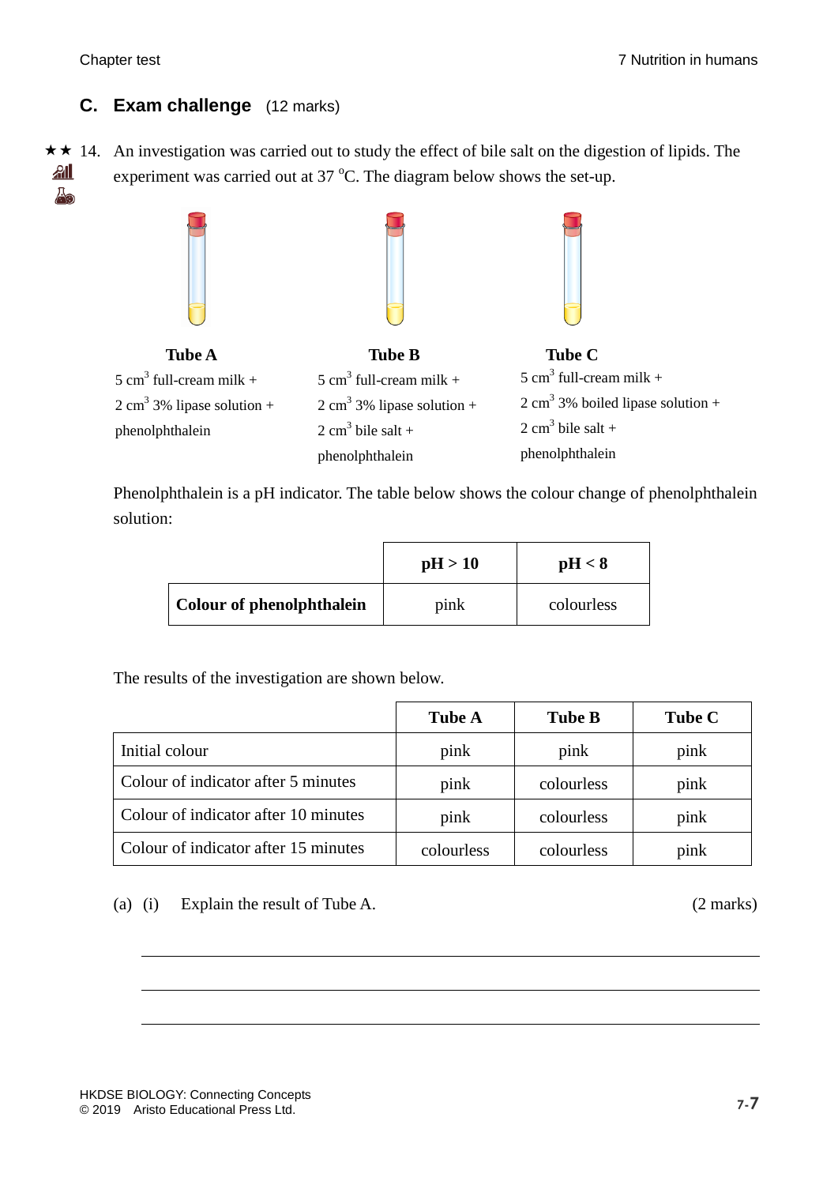## C. Exam challenge (12 marks)

★★ 14. An investigation was carried out to study the effect of bile salt on the digestion of lipids. The experiment was carried out at 37 °C. The diagram below shows the set-up.

**Tube A**
5 $cm^3$ full-cream milk +
2 $cm^3$ 3% lipase solution +
phenolphthalein

**Tube B**
5 $cm^3$ full-cream milk +
2 $cm^3$ 3% lipase solution +
2 $cm^3$ bile salt +
phenolphthalein

**Tube C**
5 $cm^3$ full-cream milk +
2 $cm^3$ 3% boiled lipase solution +
2 $cm^3$ bile salt +
phenolphthalein

Phenolphthalein is a pH indicator. The table below shows the colour change of phenolphthalein solution:

| | **pH > 10** | **pH < 8** |
|---|---|---|
| **Colour of phenolphthalein** | pink | colourless |

The results of the investigation are shown below.

| | **Tube A** | **Tube B** | **Tube C** |
|---|---|---|---|
| Initial colour | pink | pink | pink |
| Colour of indicator after 5 minutes | pink | colourless | pink |
| Colour of indicator after 10 minutes | pink | colourless | pink |
| Colour of indicator after 15 minutes | colourless | colourless | pink |

(a) (i) Explain the result of Tube A. (2 marks)

___

___

___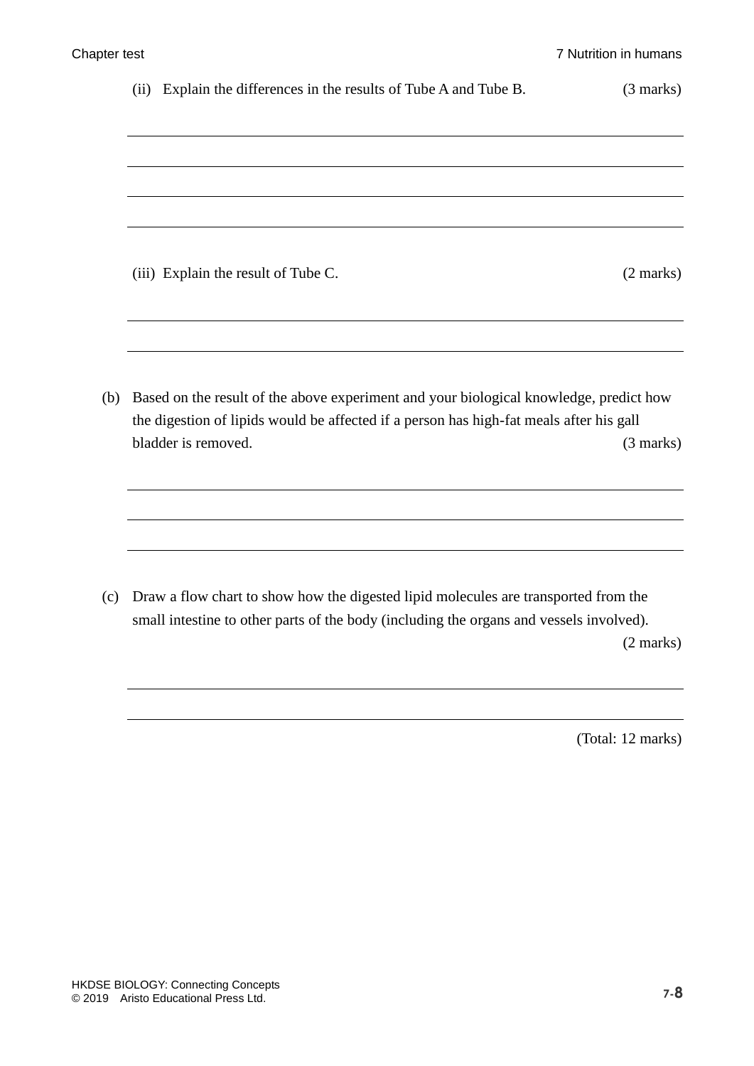(ii) Explain the differences in the results of Tube A and Tube B. (3 marks)

(iii) Explain the result of Tube C. (2 marks)

(b) Based on the result of the above experiment and your biological knowledge, predict how the digestion of lipids would be affected if a person has high-fat meals after his gall bladder is removed. (3 marks)

(c) Draw a flow chart to show how the digested lipid molecules are transported from the small intestine to other parts of the body (including the organs and vessels involved). (2 marks)

(Total: 12 marks)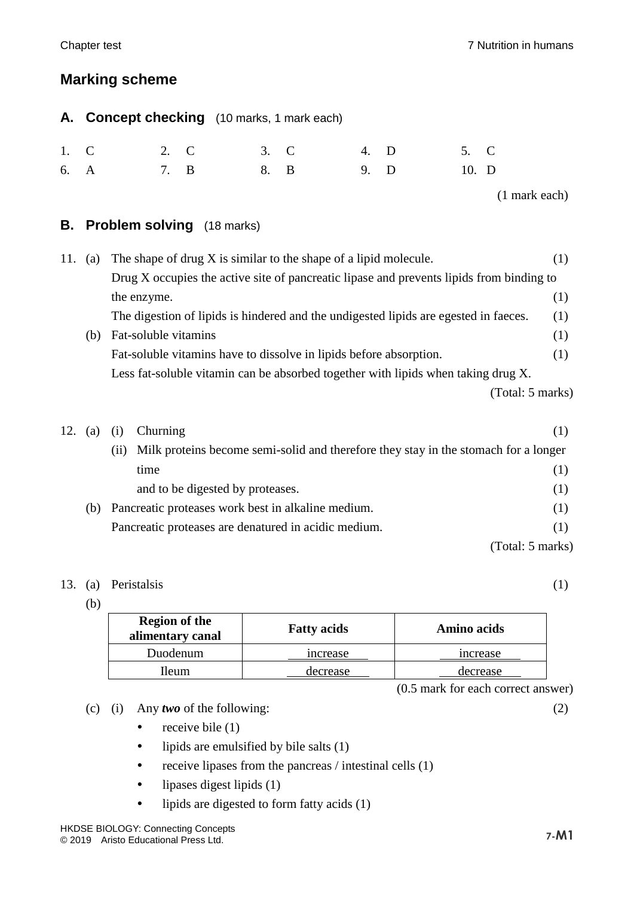## Marking scheme

### A. Concept checking (10 marks, 1 mark each)

| | | | | |
|---|---|---|---|---|
| 1. C | 2. C | 3. C | 4. D | 5. C |
| 6. A | 7. B | 8. B | 9. D | 10. D |

(1 mark each)

### B. Problem solving (18 marks)

11. (a) The shape of drug X is similar to the shape of a lipid molecule. (1)
Drug X occupies the active site of pancreatic lipase and prevents lipids from binding to the enzyme. (1)
The digestion of lipids is hindered and the undigested lipids are egested in faeces. (1)

(b) Fat-soluble vitamins (1)
Fat-soluble vitamins have to dissolve in lipids before absorption. (1)
Less fat-soluble vitamin can be absorbed together with lipids when taking drug X.

(Total: 5 marks)

12. (a) (i) Churning (1)
(ii) Milk proteins become semi-solid and therefore they stay in the stomach for a longer time (1)
and to be digested by proteases. (1)

(b) Pancreatic proteases work best in alkaline medium. (1)
Pancreatic proteases are denatured in acidic medium. (1)

(Total: 5 marks)

13. (a) Peristalsis (1)

(b)

| Region of the alimentary canal | Fatty acids | Amino acids |
|---|---|---|
| Duodenum | increase | increase |
| Ileum | decrease | decrease |

(0.5 mark for each correct answer)

(c) (i) Any ***two*** of the following: (2)
- receive bile (1)
- lipids are emulsified by bile salts (1)
- receive lipases from the pancreas / intestinal cells (1)
- lipases digest lipids (1)
- lipids are digested to form fatty acids (1)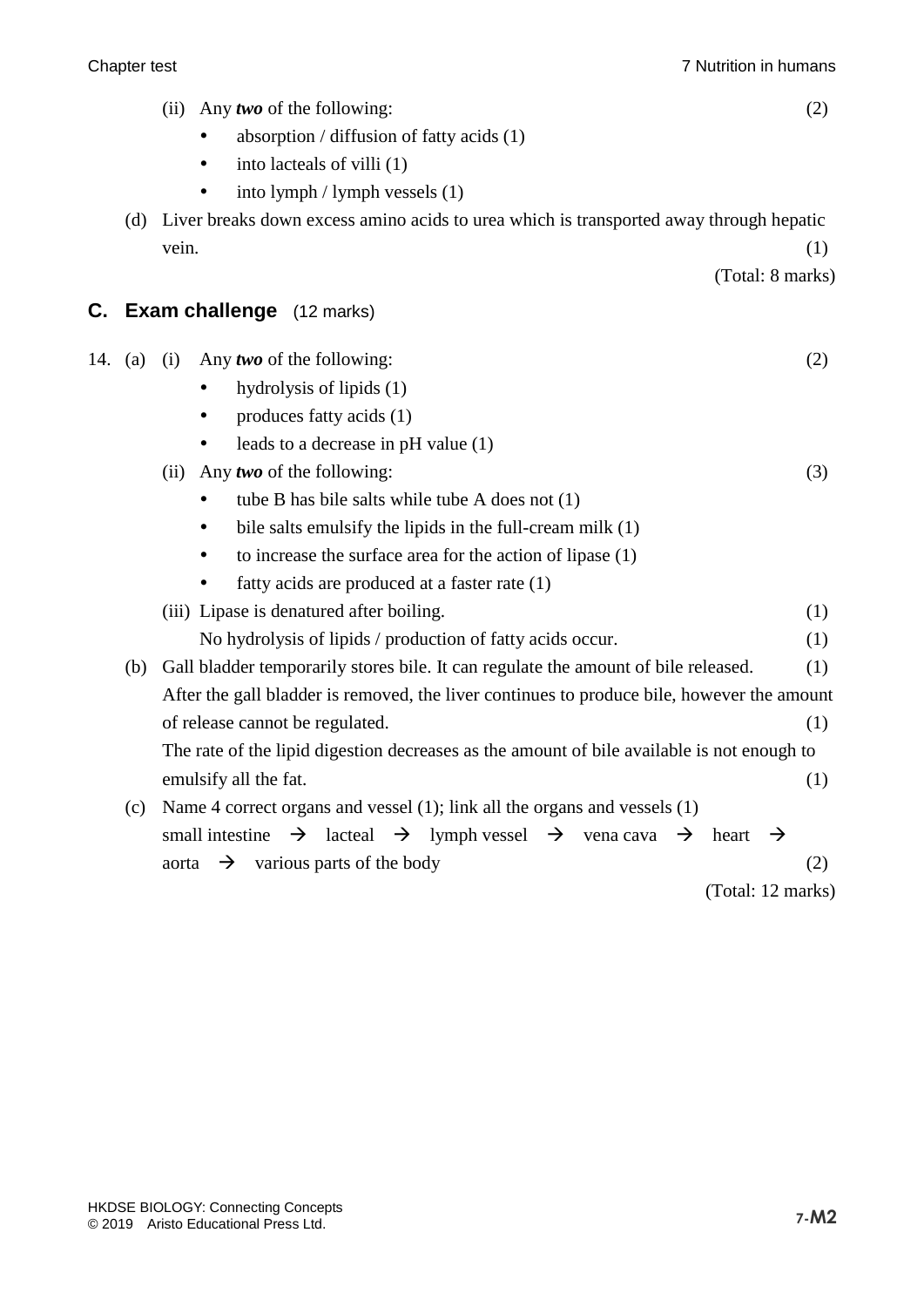(ii) Any ***two*** of the following: (2)

- absorption / diffusion of fatty acids (1)
- into lacteals of villi (1)
- into lymph / lymph vessels (1)

(d) Liver breaks down excess amino acids to urea which is transported away through hepatic vein. (1)

(Total: 8 marks)

## C. Exam challenge (12 marks)

14. (a) (i) Any ***two*** of the following: (2)

- hydrolysis of lipids (1)
- produces fatty acids (1)
- leads to a decrease in pH value (1)

(ii) Any ***two*** of the following: (3)

- tube B has bile salts while tube A does not (1)
- bile salts emulsify the lipids in the full-cream milk (1)
- to increase the surface area for the action of lipase (1)
- fatty acids are produced at a faster rate (1)

(iii) Lipase is denatured after boiling. (1)

No hydrolysis of lipids / production of fatty acids occur. (1)

(b) Gall bladder temporarily stores bile. It can regulate the amount of bile released. (1)

After the gall bladder is removed, the liver continues to produce bile, however the amount of release cannot be regulated. (1)

The rate of the lipid digestion decreases as the amount of bile available is not enough to emulsify all the fat. (1)

(c) Name 4 correct organs and vessel (1); link all the organs and vessels (1)

small intestine → lacteal → lymph vessel → vena cava → heart → aorta → various parts of the body (2)

(Total: 12 marks)